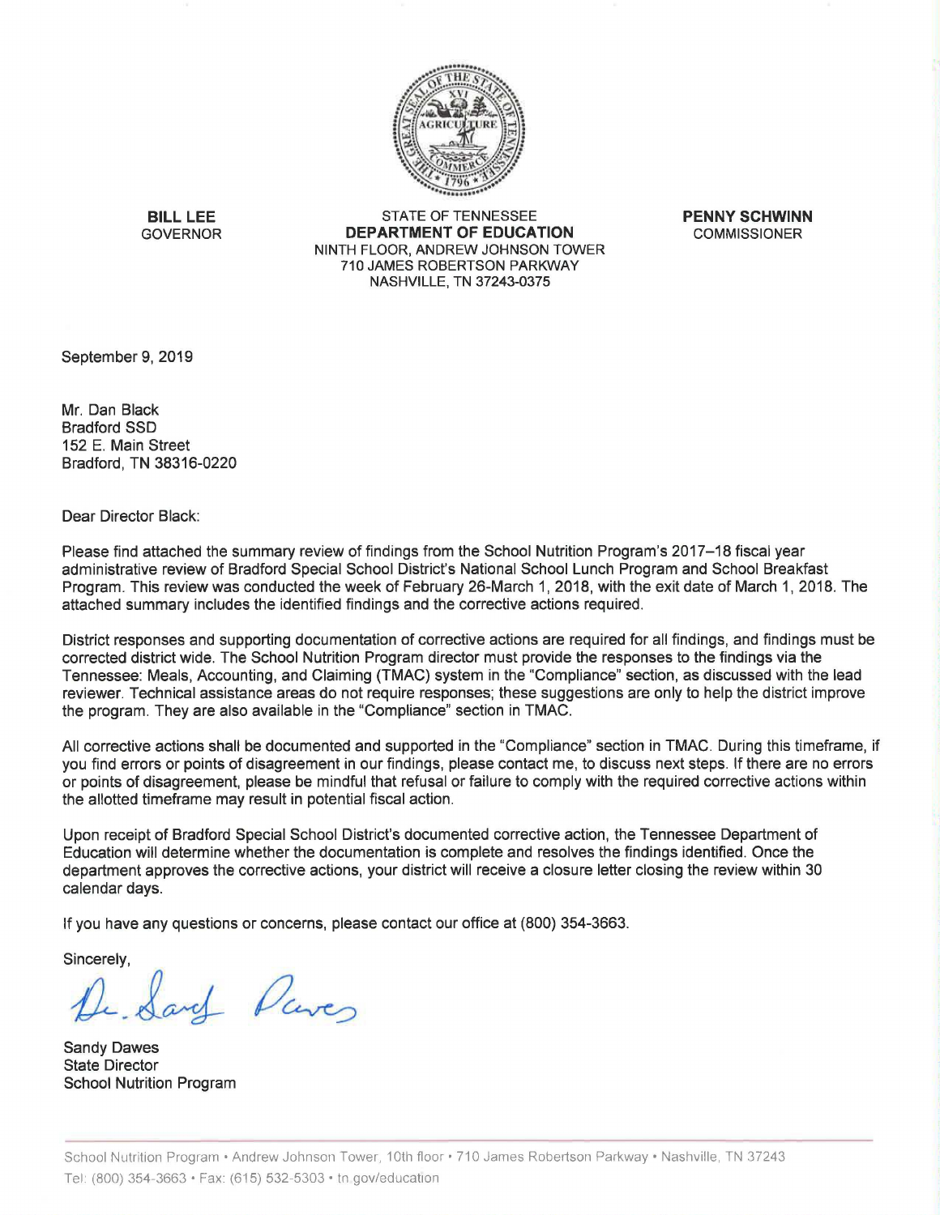**BILL LEE**
GOVERNOR

STATE OF TENNESSEE
**DEPARTMENT OF EDUCATION**
NINTH FLOOR, ANDREW JOHNSON TOWER
710 JAMES ROBERTSON PARKWAY
NASHVILLE, TN 37243-0375

**PENNY SCHWINN**
COMMISSIONER

September 9, 2019

Mr. Dan Black
Bradford SSD
152 E. Main Street
Bradford, TN 38316-0220

Dear Director Black:

Please find attached the summary review of findings from the School Nutrition Program's 2017–18 fiscal year administrative review of Bradford Special School District's National School Lunch Program and School Breakfast Program. This review was conducted the week of February 26-March 1, 2018, with the exit date of March 1, 2018. The attached summary includes the identified findings and the corrective actions required.

District responses and supporting documentation of corrective actions are required for all findings, and findings must be corrected district wide. The School Nutrition Program director must provide the responses to the findings via the Tennessee: Meals, Accounting, and Claiming (TMAC) system in the "Compliance" section, as discussed with the lead reviewer. Technical assistance areas do not require responses; these suggestions are only to help the district improve the program. They are also available in the "Compliance" section in TMAC.

All corrective actions shall be documented and supported in the "Compliance" section in TMAC. During this timeframe, if you find errors or points of disagreement in our findings, please contact me, to discuss next steps. If there are no errors or points of disagreement, please be mindful that refusal or failure to comply with the required corrective actions within the allotted timeframe may result in potential fiscal action.

Upon receipt of Bradford Special School District's documented corrective action, the Tennessee Department of Education will determine whether the documentation is complete and resolves the findings identified. Once the department approves the corrective actions, your district will receive a closure letter closing the review within 30 calendar days.

If you have any questions or concerns, please contact our office at (800) 354-3663.

Sincerely,

Sandy Dawes
State Director
School Nutrition Program

School Nutrition Program • Andrew Johnson Tower, 10th floor • 710 James Robertson Parkway • Nashville, TN 37243
Tel: (800) 354-3663 • Fax: (615) 532-5303 • tn.gov/education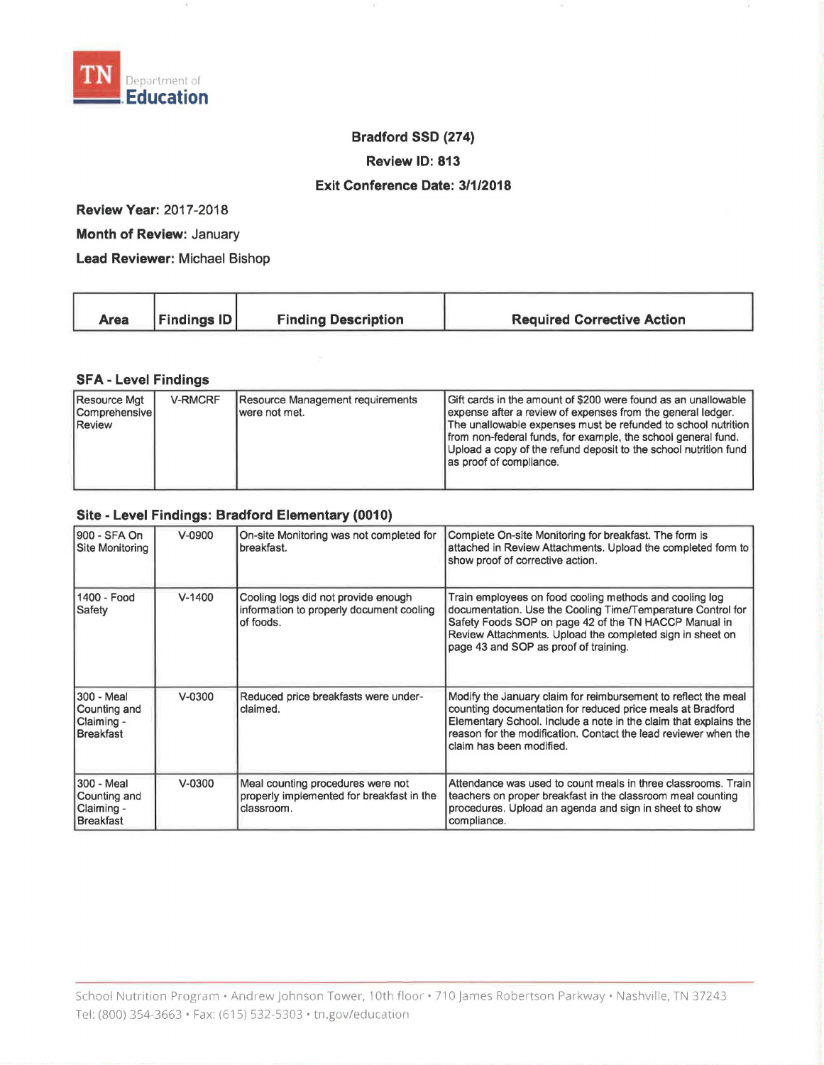TN Department of Education

**Bradford SSD (274)**

**Review ID: 813**

**Exit Conference Date: 3/1/2018**

**Review Year:** 2017-2018

**Month of Review:** January

**Lead Reviewer:** Michael Bishop

| Area | Findings ID | Finding Description | Required Corrective Action |
|---|---|---|---|

### SFA - Level Findings

| Area | Findings ID | Finding Description | Required Corrective Action |
|---|---|---|---|
| Resource Mgt Comprehensive Review | V-RMCRF | Resource Management requirements were not met. | Gift cards in the amount of $200 were found as an unallowable expense after a review of expenses from the general ledger. The unallowable expenses must be refunded to school nutrition from non-federal funds, for example, the school general fund. Upload a copy of the refund deposit to the school nutrition fund as proof of compliance. |

### Site - Level Findings: Bradford Elementary (0010)

| Area | Findings ID | Finding Description | Required Corrective Action |
|---|---|---|---|
| 900 - SFA On Site Monitoring | V-0900 | On-site Monitoring was not completed for breakfast. | Complete On-site Monitoring for breakfast. The form is attached in Review Attachments. Upload the completed form to show proof of corrective action. |
| 1400 - Food Safety | V-1400 | Cooling logs did not provide enough information to properly document cooling of foods. | Train employees on food cooling methods and cooling log documentation. Use the Cooling Time/Temperature Control for Safety Foods SOP on page 42 of the TN HACCP Manual in Review Attachments. Upload the completed sign in sheet on page 43 and SOP as proof of training. |
| 300 - Meal Counting and Claiming - Breakfast | V-0300 | Reduced price breakfasts were under-claimed. | Modify the January claim for reimbursement to reflect the meal counting documentation for reduced price meals at Bradford Elementary School. Include a note in the claim that explains the reason for the modification. Contact the lead reviewer when the claim has been modified. |
| 300 - Meal Counting and Claiming - Breakfast | V-0300 | Meal counting procedures were not properly implemented for breakfast in the classroom. | Attendance was used to count meals in three classrooms. Train teachers on proper breakfast in the classroom meal counting procedures. Upload an agenda and sign in sheet to show compliance. |

School Nutrition Program • Andrew Johnson Tower, 10th floor • 710 James Robertson Parkway • Nashville, TN 37243
Tel: (800) 354-3663 • Fax: (615) 532-5303 • tn.gov/education